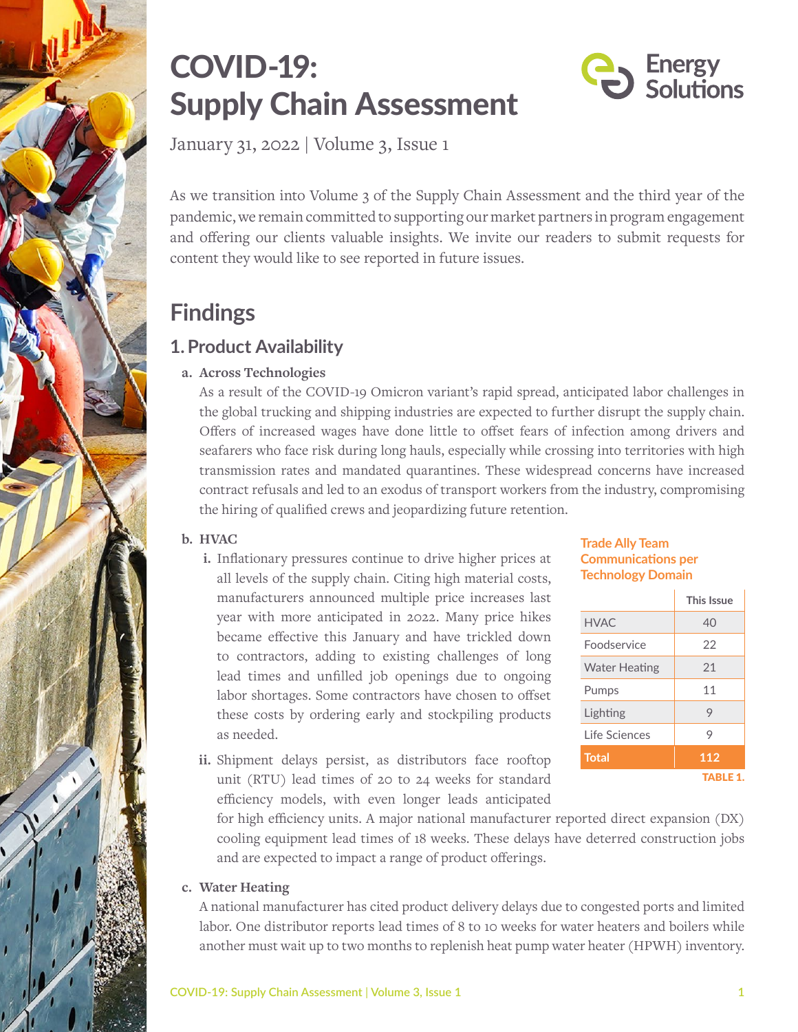# COVID-19: Supply Chain Assessment

Energy Solutions

January 31, 2022 | Volume 3, Issue 1

As we transition into Volume 3 of the Supply Chain Assessment and the third year of the pandemic, we remain committed to supporting our market partners in program engagement and offering our clients valuable insights. We invite our readers to submit requests for content they would like to see reported in future issues.

## Findings

### 1. Product Availability

**a. Across Technologies**

As a result of the COVID-19 Omicron variant's rapid spread, anticipated labor challenges in the global trucking and shipping industries are expected to further disrupt the supply chain. Offers of increased wages have done little to offset fears of infection among drivers and seafarers who face risk during long hauls, especially while crossing into territories with high transmission rates and mandated quarantines. These widespread concerns have increased contract refusals and led to an exodus of transport workers from the industry, compromising the hiring of qualified crews and jeopardizing future retention.

**b. HVAC**

i. Inflationary pressures continue to drive higher prices at all levels of the supply chain. Citing high material costs, manufacturers announced multiple price increases last year with more anticipated in 2022. Many price hikes became effective this January and have trickled down to contractors, adding to existing challenges of long lead times and unfilled job openings due to ongoing labor shortages. Some contractors have chosen to offset these costs by ordering early and stockpiling products as needed.

ii. Shipment delays persist, as distributors face rooftop unit (RTU) lead times of 20 to 24 weeks for standard efficiency models, with even longer leads anticipated for high efficiency units. A major national manufacturer reported direct expansion (DX) cooling equipment lead times of 18 weeks. These delays have deterred construction jobs and are expected to impact a range of product offerings.

**Trade Ally Team Communications per Technology Domain**

| | This Issue |
|---|---|
| HVAC | 40 |
| Foodservice | 22 |
| Water Heating | 21 |
| Pumps | 11 |
| Lighting | 9 |
| Life Sciences | 9 |
| **Total** | **112** |

TABLE 1.

**c. Water Heating**

A national manufacturer has cited product delivery delays due to congested ports and limited labor. One distributor reports lead times of 8 to 10 weeks for water heaters and boilers while another must wait up to two months to replenish heat pump water heater (HPWH) inventory.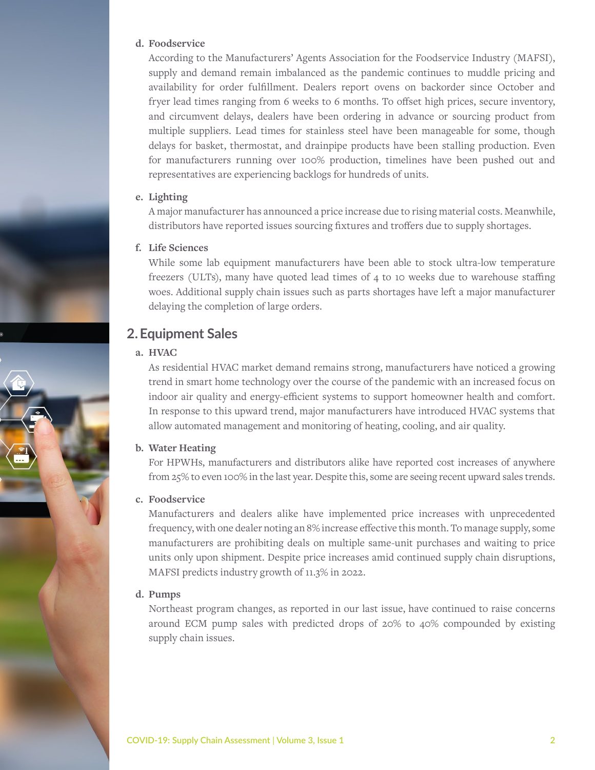**d. Foodservice**

According to the Manufacturers' Agents Association for the Foodservice Industry (MAFSI), supply and demand remain imbalanced as the pandemic continues to muddle pricing and availability for order fulfillment. Dealers report ovens on backorder since October and fryer lead times ranging from 6 weeks to 6 months. To offset high prices, secure inventory, and circumvent delays, dealers have been ordering in advance or sourcing product from multiple suppliers. Lead times for stainless steel have been manageable for some, though delays for basket, thermostat, and drainpipe products have been stalling production. Even for manufacturers running over 100% production, timelines have been pushed out and representatives are experiencing backlogs for hundreds of units.

**e. Lighting**

A major manufacturer has announced a price increase due to rising material costs. Meanwhile, distributors have reported issues sourcing fixtures and troffers due to supply shortages.

**f. Life Sciences**

While some lab equipment manufacturers have been able to stock ultra-low temperature freezers (ULTs), many have quoted lead times of 4 to 10 weeks due to warehouse staffing woes. Additional supply chain issues such as parts shortages have left a major manufacturer delaying the completion of large orders.

## 2. Equipment Sales

**a. HVAC**

As residential HVAC market demand remains strong, manufacturers have noticed a growing trend in smart home technology over the course of the pandemic with an increased focus on indoor air quality and energy-efficient systems to support homeowner health and comfort. In response to this upward trend, major manufacturers have introduced HVAC systems that allow automated management and monitoring of heating, cooling, and air quality.

**b. Water Heating**

For HPWHs, manufacturers and distributors alike have reported cost increases of anywhere from 25% to even 100% in the last year. Despite this, some are seeing recent upward sales trends.

**c. Foodservice**

Manufacturers and dealers alike have implemented price increases with unprecedented frequency, with one dealer noting an 8% increase effective this month. To manage supply, some manufacturers are prohibiting deals on multiple same-unit purchases and waiting to price units only upon shipment. Despite price increases amid continued supply chain disruptions, MAFSI predicts industry growth of 11.3% in 2022.

**d. Pumps**

Northeast program changes, as reported in our last issue, have continued to raise concerns around ECM pump sales with predicted drops of 20% to 40% compounded by existing supply chain issues.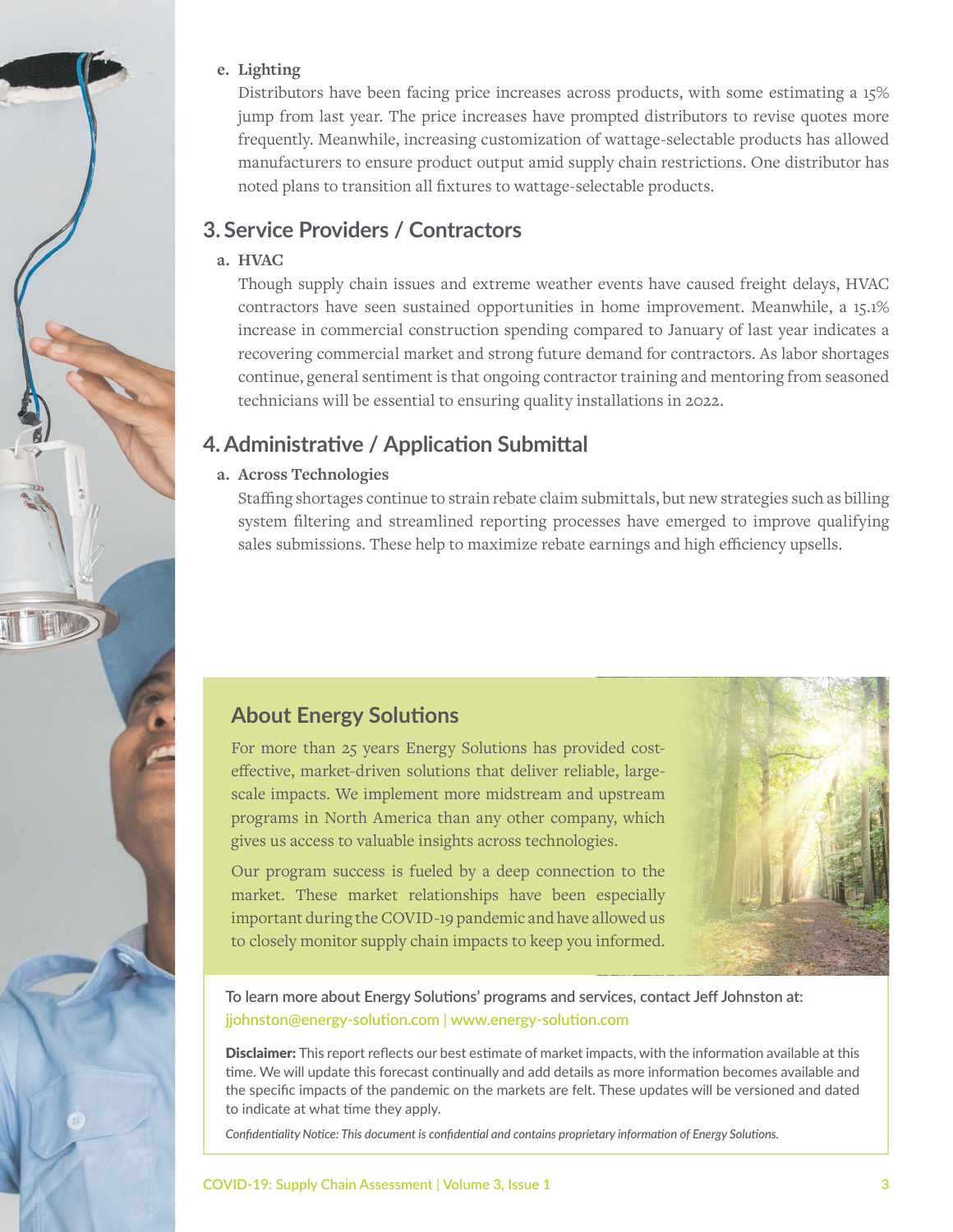**e. Lighting**

Distributors have been facing price increases across products, with some estimating a 15% jump from last year. The price increases have prompted distributors to revise quotes more frequently. Meanwhile, increasing customization of wattage-selectable products has allowed manufacturers to ensure product output amid supply chain restrictions. One distributor has noted plans to transition all fixtures to wattage-selectable products.

## 3. Service Providers / Contractors

**a. HVAC**

Though supply chain issues and extreme weather events have caused freight delays, HVAC contractors have seen sustained opportunities in home improvement. Meanwhile, a 15.1% increase in commercial construction spending compared to January of last year indicates a recovering commercial market and strong future demand for contractors. As labor shortages continue, general sentiment is that ongoing contractor training and mentoring from seasoned technicians will be essential to ensuring quality installations in 2022.

## 4. Administrative / Application Submittal

**a. Across Technologies**

Staffing shortages continue to strain rebate claim submittals, but new strategies such as billing system filtering and streamlined reporting processes have emerged to improve qualifying sales submissions. These help to maximize rebate earnings and high efficiency upsells.

## About Energy Solutions

For more than 25 years Energy Solutions has provided cost-effective, market-driven solutions that deliver reliable, large-scale impacts. We implement more midstream and upstream programs in North America than any other company, which gives us access to valuable insights across technologies.

Our program success is fueled by a deep connection to the market. These market relationships have been especially important during the COVID-19 pandemic and have allowed us to closely monitor supply chain impacts to keep you informed.

**To learn more about Energy Solutions' programs and services, contact Jeff Johnston at:**
jjohnston@energy-solution.com | www.energy-solution.com

**Disclaimer:** This report reflects our best estimate of market impacts, with the information available at this time. We will update this forecast continually and add details as more information becomes available and the specific impacts of the pandemic on the markets are felt. These updates will be versioned and dated to indicate at what time they apply.

*Confidentiality Notice: This document is confidential and contains proprietary information of Energy Solutions.*